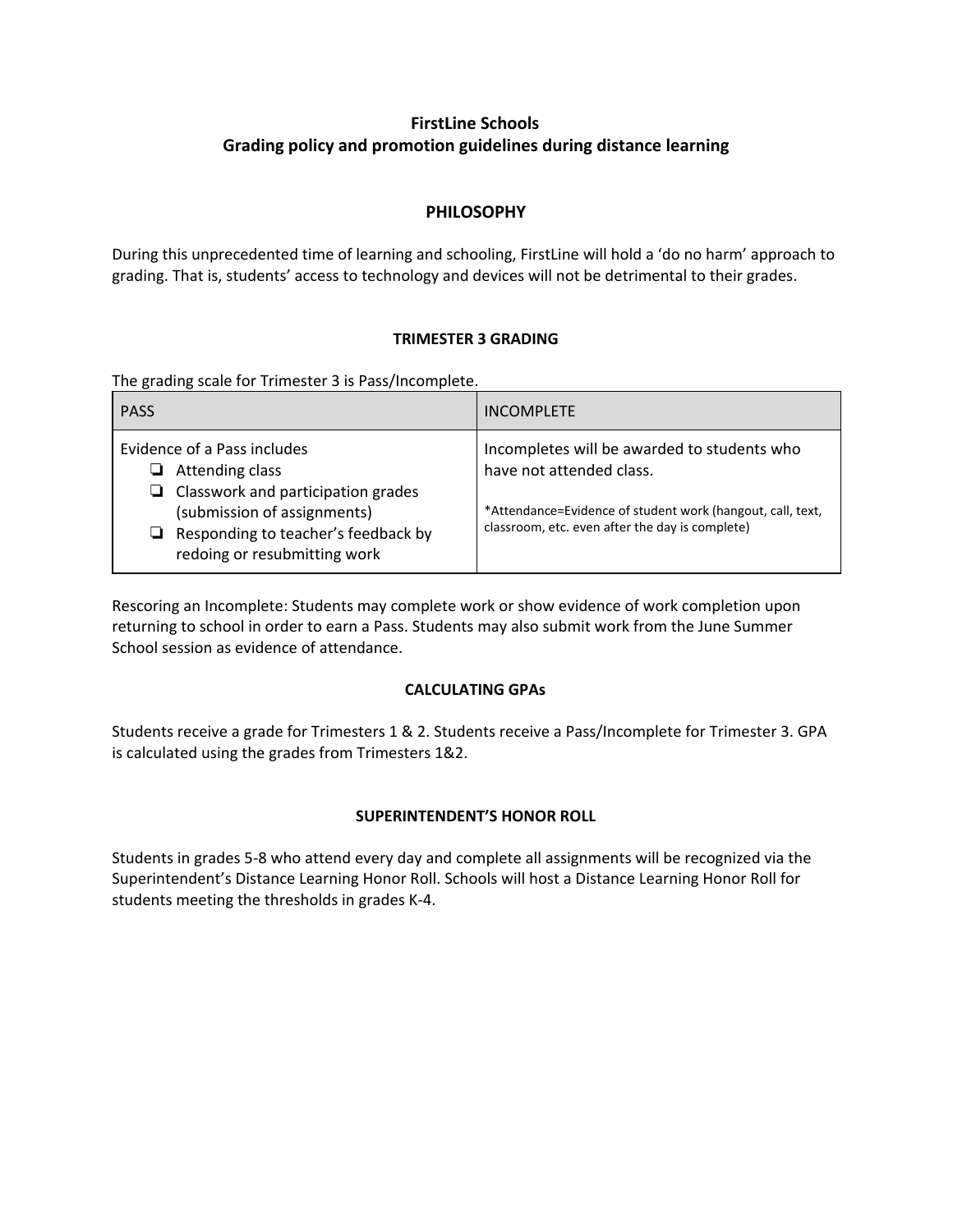# FirstLine Schools
# Grading policy and promotion guidelines during distance learning

## PHILOSOPHY

During this unprecedented time of learning and schooling, FirstLine will hold a 'do no harm' approach to grading. That is, students' access to technology and devices will not be detrimental to their grades.

### TRIMESTER 3 GRADING

The grading scale for Trimester 3 is Pass/Incomplete.

| PASS | INCOMPLETE |
|---|---|
| Evidence of a Pass includes<br>❏ Attending class<br>❏ Classwork and participation grades (submission of assignments)<br>❏ Responding to teacher's feedback by redoing or resubmitting work | Incompletes will be awarded to students who have not attended class.<br><br>*Attendance=Evidence of student work (hangout, call, text, classroom, etc. even after the day is complete) |

Rescoring an Incomplete: Students may complete work or show evidence of work completion upon returning to school in order to earn a Pass. Students may also submit work from the June Summer School session as evidence of attendance.

### CALCULATING GPAs

Students receive a grade for Trimesters 1 & 2. Students receive a Pass/Incomplete for Trimester 3. GPA is calculated using the grades from Trimesters 1&2.

### SUPERINTENDENT'S HONOR ROLL

Students in grades 5-8 who attend every day and complete all assignments will be recognized via the Superintendent's Distance Learning Honor Roll. Schools will host a Distance Learning Honor Roll for students meeting the thresholds in grades K-4.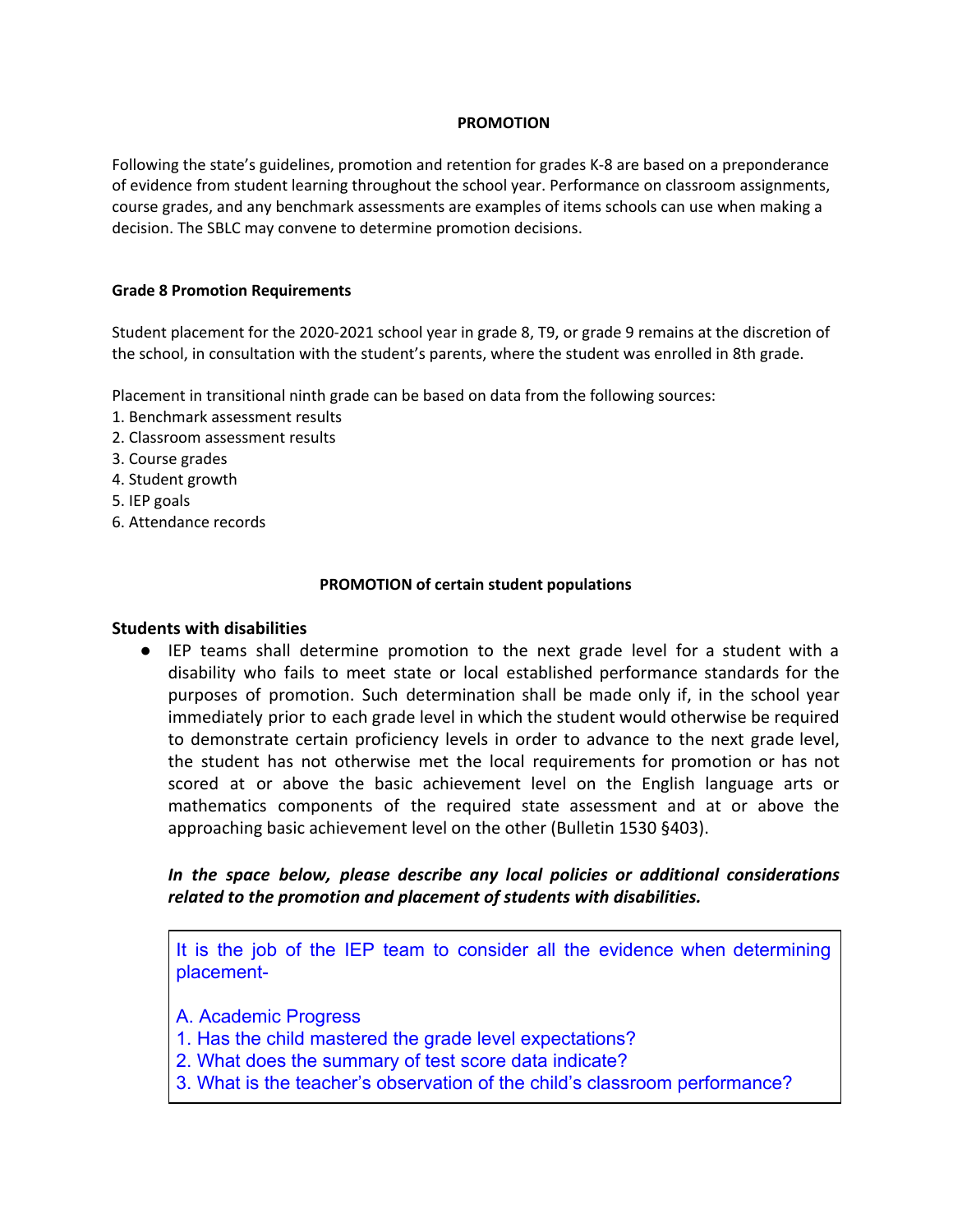## PROMOTION

Following the state's guidelines, promotion and retention for grades K-8 are based on a preponderance of evidence from student learning throughout the school year. Performance on classroom assignments, course grades, and any benchmark assessments are examples of items schools can use when making a decision. The SBLC may convene to determine promotion decisions.

### Grade 8 Promotion Requirements

Student placement for the 2020-2021 school year in grade 8, T9, or grade 9 remains at the discretion of the school, in consultation with the student's parents, where the student was enrolled in 8th grade.

Placement in transitional ninth grade can be based on data from the following sources:
1. Benchmark assessment results
2. Classroom assessment results
3. Course grades
4. Student growth
5. IEP goals
6. Attendance records

## PROMOTION of certain student populations

### Students with disabilities

- IEP teams shall determine promotion to the next grade level for a student with a disability who fails to meet state or local established performance standards for the purposes of promotion. Such determination shall be made only if, in the school year immediately prior to each grade level in which the student would otherwise be required to demonstrate certain proficiency levels in order to advance to the next grade level, the student has not otherwise met the local requirements for promotion or has not scored at or above the basic achievement level on the English language arts or mathematics components of the required state assessment and at or above the approaching basic achievement level on the other (Bulletin 1530 §403).

***In the space below, please describe any local policies or additional considerations related to the promotion and placement of students with disabilities.***

It is the job of the IEP team to consider all the evidence when determining placement-

A. Academic Progress
1. Has the child mastered the grade level expectations?
2. What does the summary of test score data indicate?
3. What is the teacher's observation of the child's classroom performance?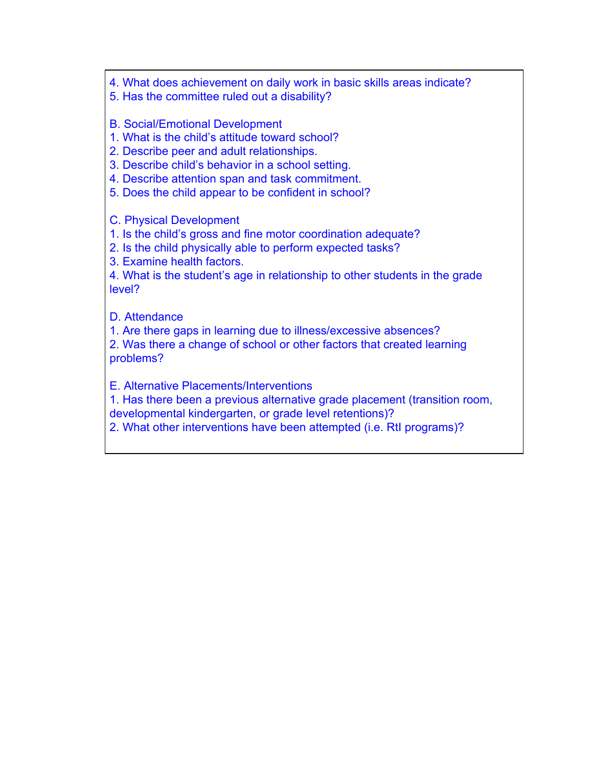4. What does achievement on daily work in basic skills areas indicate?
5. Has the committee ruled out a disability?

B. Social/Emotional Development
1. What is the child's attitude toward school?
2. Describe peer and adult relationships.
3. Describe child's behavior in a school setting.
4. Describe attention span and task commitment.
5. Does the child appear to be confident in school?

C. Physical Development
1. Is the child's gross and fine motor coordination adequate?
2. Is the child physically able to perform expected tasks?
3. Examine health factors.
4. What is the student's age in relationship to other students in the grade level?

D. Attendance
1. Are there gaps in learning due to illness/excessive absences?
2. Was there a change of school or other factors that created learning problems?

E. Alternative Placements/Interventions
1. Has there been a previous alternative grade placement (transition room, developmental kindergarten, or grade level retentions)?
2. What other interventions have been attempted (i.e. RtI programs)?